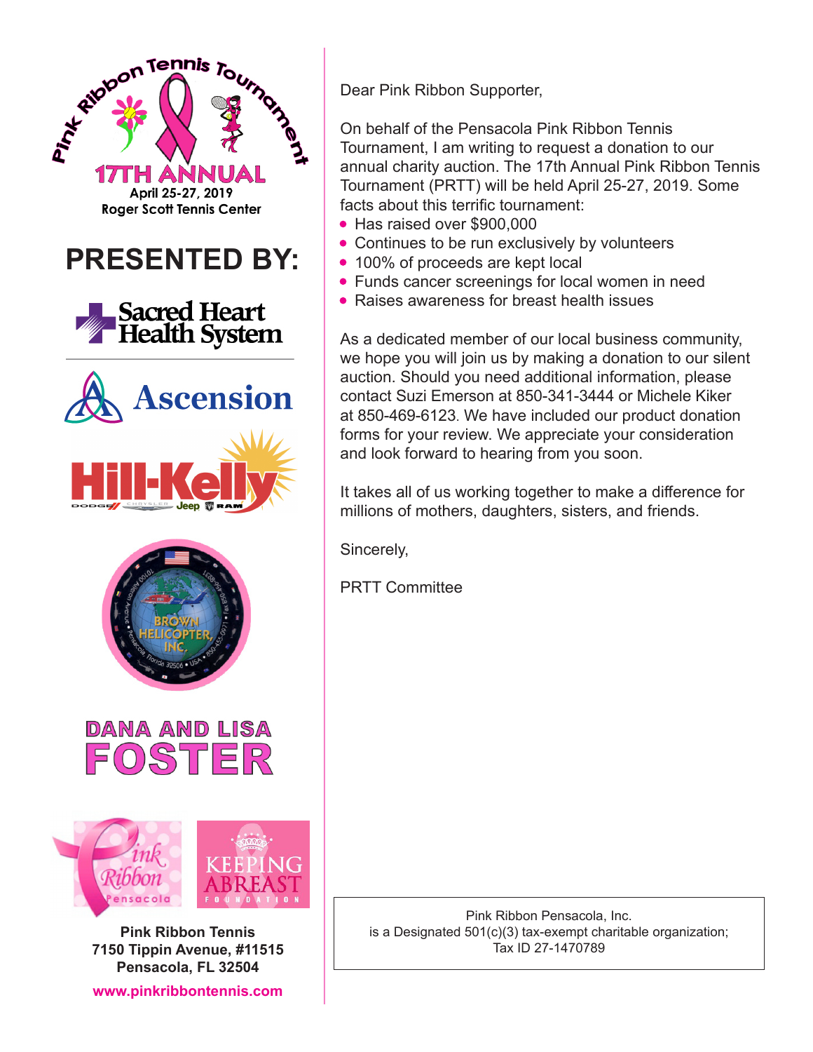Pink Ribbon Tennis Tournament

17TH ANNUAL

April 25-27, 2019

Roger Scott Tennis Center

## PRESENTED BY:

Sacred Heart Health System

Ascension

Hill-Kelly

DODGE CHRYSLER Jeep RAM

BROWN HELICOPTER, INC.

DANA AND LISA FOSTER

Pink Ribbon Pensacola

KEEPING ABREAST FOUNDATION

**Pink Ribbon Tennis**
**7150 Tippin Avenue, #11515**
**Pensacola, FL 32504**

**www.pinkribbontennis.com**

Dear Pink Ribbon Supporter,

On behalf of the Pensacola Pink Ribbon Tennis Tournament, I am writing to request a donation to our annual charity auction. The 17th Annual Pink Ribbon Tennis Tournament (PRTT) will be held April 25-27, 2019. Some facts about this terrific tournament:

- Has raised over $900,000
- Continues to be run exclusively by volunteers
- 100% of proceeds are kept local
- Funds cancer screenings for local women in need
- Raises awareness for breast health issues

As a dedicated member of our local business community, we hope you will join us by making a donation to our silent auction. Should you need additional information, please contact Suzi Emerson at 850-341-3444 or Michele Kiker at 850-469-6123. We have included our product donation forms for your review. We appreciate your consideration and look forward to hearing from you soon.

It takes all of us working together to make a difference for millions of mothers, daughters, sisters, and friends.

Sincerely,

PRTT Committee

Pink Ribbon Pensacola, Inc.
is a Designated 501(c)(3) tax-exempt charitable organization;
Tax ID 27-1470789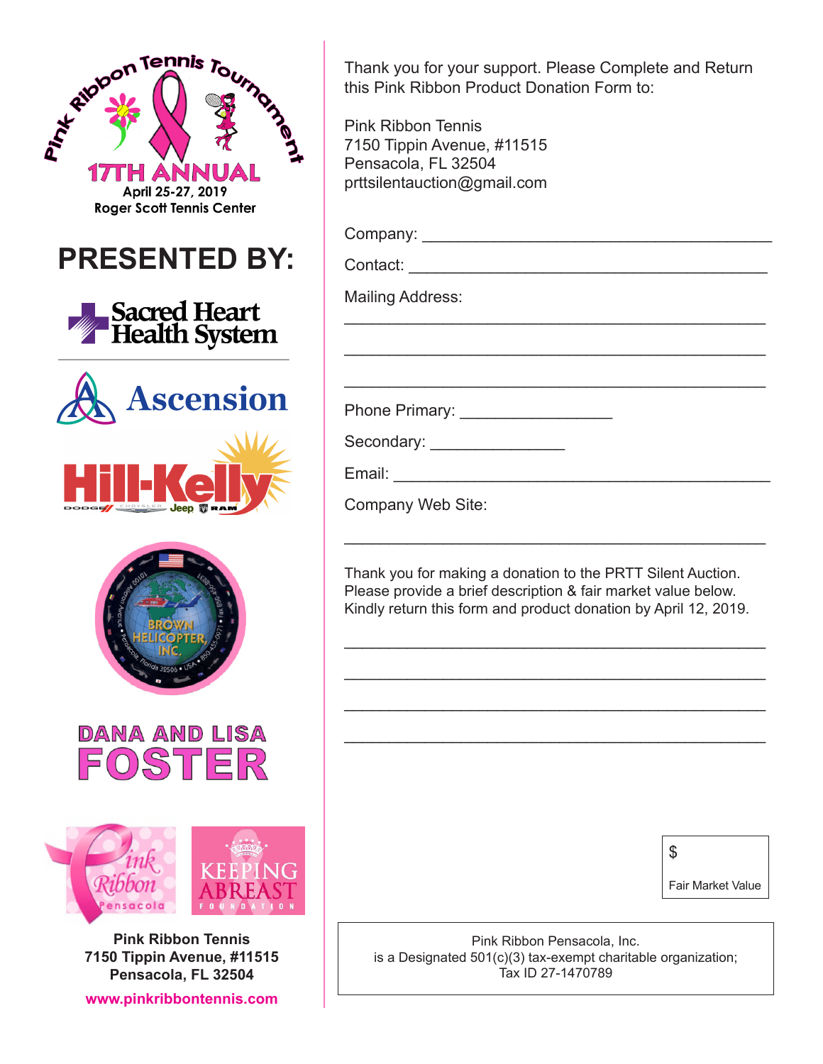Pink Ribbon Tennis Tournament

17TH ANNUAL

April 25-27, 2019

Roger Scott Tennis Center

## PRESENTED BY:

Sacred Heart Health System

Ascension

Hill-Kelly

Brown Helicopter, Inc.

DANA AND LISA FOSTER

Pink Ribbon Pensacola

Keeping Abreast Foundation

**Pink Ribbon Tennis**
**7150 Tippin Avenue, #11515**
**Pensacola, FL 32504**

**www.pinkribbontennis.com**

Thank you for your support. Please Complete and Return this Pink Ribbon Product Donation Form to:

Pink Ribbon Tennis
7150 Tippin Avenue, #11515
Pensacola, FL 32504
prttsilentauction@gmail.com

Company: ________________________________________

Contact: ________________________________________

Mailing Address:

________________________________________

________________________________________

________________________________________

Phone Primary: ________________

Secondary: ______________

Email: ________________________________________

Company Web Site:

________________________________________

Thank you for making a donation to the PRTT Silent Auction. Please provide a brief description & fair market value below. Kindly return this form and product donation by April 12, 2019.

________________________________________

________________________________________

________________________________________

________________________________________

$

Fair Market Value

Pink Ribbon Pensacola, Inc.
is a Designated 501(c)(3) tax-exempt charitable organization;
Tax ID 27-1470789